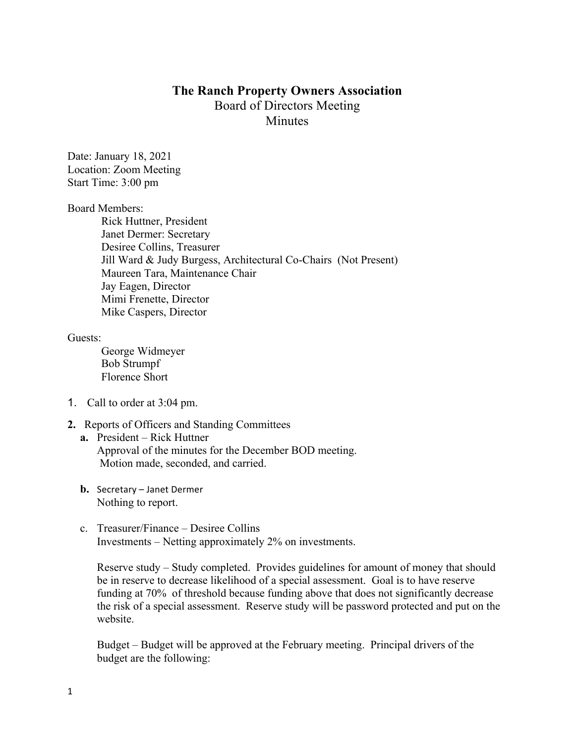# The Ranch Property Owners Association

Board of Directors Meeting

Minutes

Date: January 18, 2021
Location: Zoom Meeting
Start Time: 3:00 pm

Board Members:

- Rick Huttner, President
- Janet Dermer: Secretary
- Desiree Collins, Treasurer
- Jill Ward & Judy Burgess, Architectural Co-Chairs (Not Present)
- Maureen Tara, Maintenance Chair
- Jay Eagen, Director
- Mimi Frenette, Director
- Mike Caspers, Director

Guests:

- George Widmeyer
- Bob Strumpf
- Florence Short

1. Call to order at 3:04 pm.

2. **Reports of Officers and Standing Committees**

   **a.** President – Rick Huttner
   Approval of the minutes for the December BOD meeting.
   Motion made, seconded, and carried.

   **b.** Secretary – Janet Dermer
   Nothing to report.

   c. Treasurer/Finance – Desiree Collins
   Investments – Netting approximately 2% on investments.

   Reserve study – Study completed. Provides guidelines for amount of money that should be in reserve to decrease likelihood of a special assessment. Goal is to have reserve funding at 70% of threshold because funding above that does not significantly decrease the risk of a special assessment. Reserve study will be password protected and put on the website.

   Budget – Budget will be approved at the February meeting. Principal drivers of the budget are the following: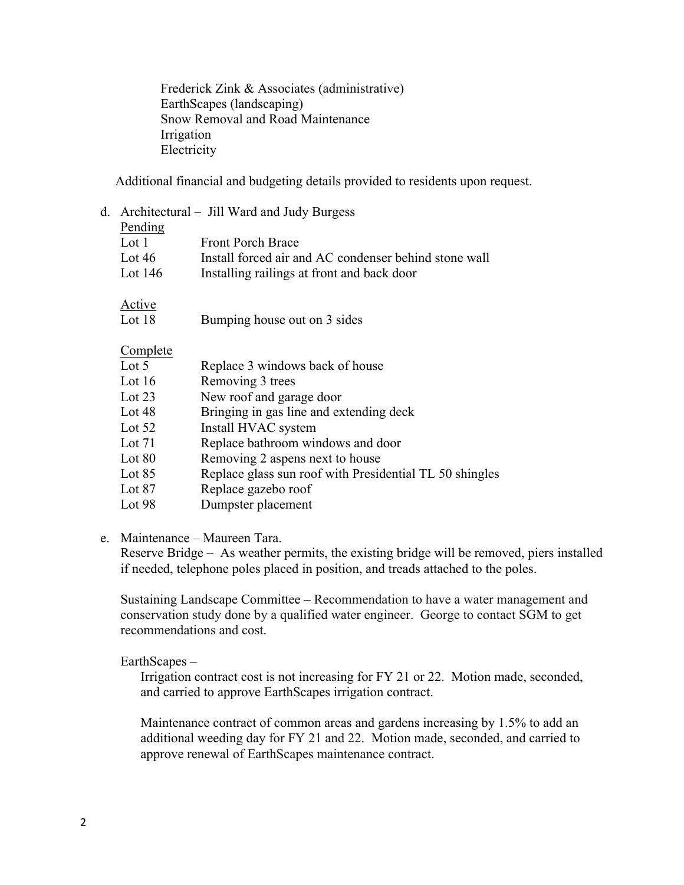Frederick Zink & Associates (administrative)
EarthScapes (landscaping)
Snow Removal and Road Maintenance
Irrigation
Electricity

Additional financial and budgeting details provided to residents upon request.

d. Architectural – Jill Ward and Judy Burgess

<u>Pending</u>

| | |
|---|---|
| Lot 1 | Front Porch Brace |
| Lot 46 | Install forced air and AC condenser behind stone wall |
| Lot 146 | Installing railings at front and back door |

<u>Active</u>

| | |
|---|---|
| Lot 18 | Bumping house out on 3 sides |

<u>Complete</u>

| | |
|---|---|
| Lot 5 | Replace 3 windows back of house |
| Lot 16 | Removing 3 trees |
| Lot 23 | New roof and garage door |
| Lot 48 | Bringing in gas line and extending deck |
| Lot 52 | Install HVAC system |
| Lot 71 | Replace bathroom windows and door |
| Lot 80 | Removing 2 aspens next to house |
| Lot 85 | Replace glass sun roof with Presidential TL 50 shingles |
| Lot 87 | Replace gazebo roof |
| Lot 98 | Dumpster placement |

e. Maintenance – Maureen Tara.

Reserve Bridge – As weather permits, the existing bridge will be removed, piers installed if needed, telephone poles placed in position, and treads attached to the poles.

Sustaining Landscape Committee – Recommendation to have a water management and conservation study done by a qualified water engineer. George to contact SGM to get recommendations and cost.

EarthScapes –

Irrigation contract cost is not increasing for FY 21 or 22. Motion made, seconded, and carried to approve EarthScapes irrigation contract.

Maintenance contract of common areas and gardens increasing by 1.5% to add an additional weeding day for FY 21 and 22. Motion made, seconded, and carried to approve renewal of EarthScapes maintenance contract.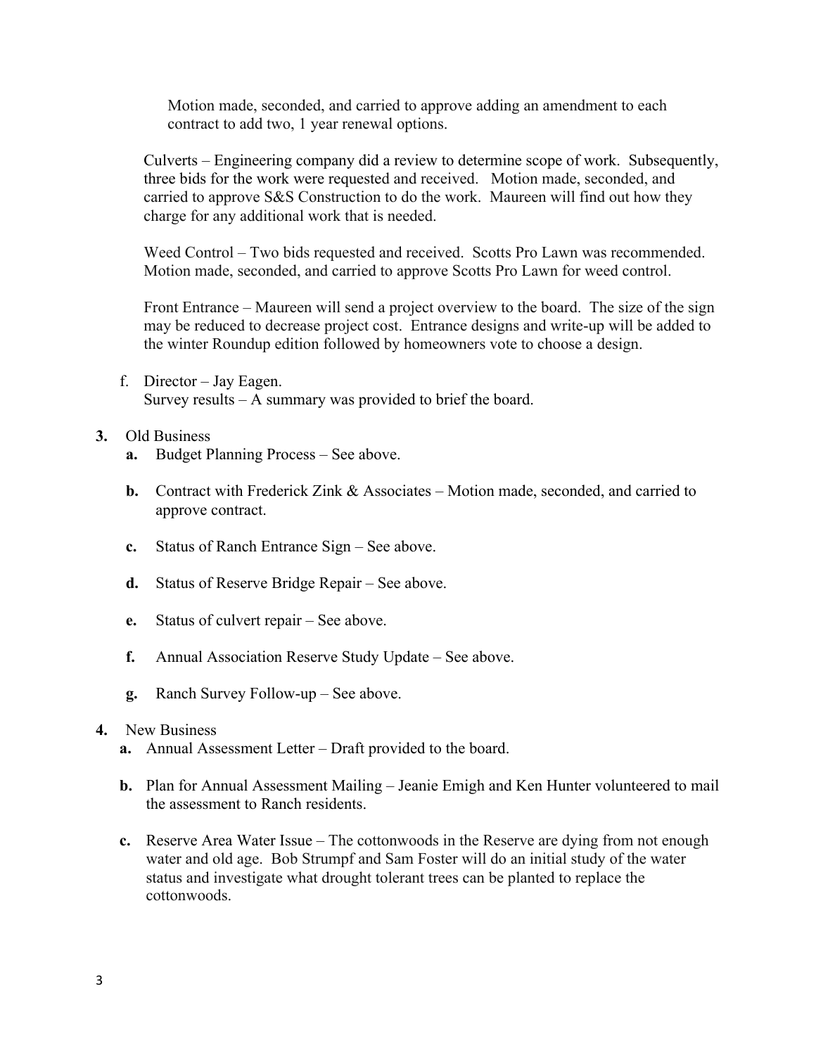Motion made, seconded, and carried to approve adding an amendment to each contract to add two, 1 year renewal options.

Culverts – Engineering company did a review to determine scope of work. Subsequently, three bids for the work were requested and received. Motion made, seconded, and carried to approve S&S Construction to do the work. Maureen will find out how they charge for any additional work that is needed.

Weed Control – Two bids requested and received. Scotts Pro Lawn was recommended. Motion made, seconded, and carried to approve Scotts Pro Lawn for weed control.

Front Entrance – Maureen will send a project overview to the board. The size of the sign may be reduced to decrease project cost. Entrance designs and write-up will be added to the winter Roundup edition followed by homeowners vote to choose a design.

f. Director – Jay Eagen.
Survey results – A summary was provided to brief the board.

**3.** Old Business

**a.** Budget Planning Process – See above.

**b.** Contract with Frederick Zink & Associates – Motion made, seconded, and carried to approve contract.

**c.** Status of Ranch Entrance Sign – See above.

**d.** Status of Reserve Bridge Repair – See above.

**e.** Status of culvert repair – See above.

**f.** Annual Association Reserve Study Update – See above.

**g.** Ranch Survey Follow-up – See above.

**4.** New Business

**a.** Annual Assessment Letter – Draft provided to the board.

**b.** Plan for Annual Assessment Mailing – Jeanie Emigh and Ken Hunter volunteered to mail the assessment to Ranch residents.

**c.** Reserve Area Water Issue – The cottonwoods in the Reserve are dying from not enough water and old age. Bob Strumpf and Sam Foster will do an initial study of the water status and investigate what drought tolerant trees can be planted to replace the cottonwoods.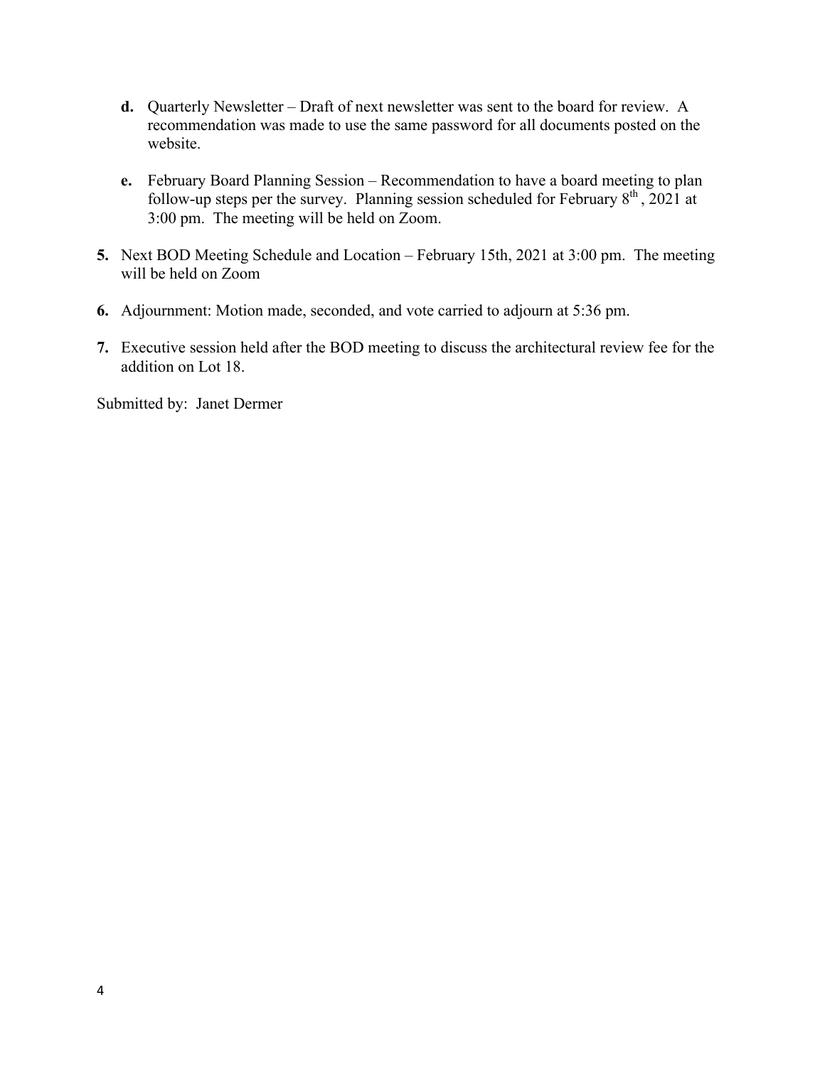d. **Quarterly Newsletter** – Draft of next newsletter was sent to the board for review. A recommendation was made to use the same password for all documents posted on the website.

   e. **February Board Planning Session** – Recommendation to have a board meeting to plan follow-up steps per the survey. Planning session scheduled for February 8th, 2021 at 3:00 pm. The meeting will be held on Zoom.

5. Next BOD Meeting Schedule and Location – February 15th, 2021 at 3:00 pm. The meeting will be held on Zoom

6. Adjournment: Motion made, seconded, and vote carried to adjourn at 5:36 pm.

7. Executive session held after the BOD meeting to discuss the architectural review fee for the addition on Lot 18.

Submitted by: Janet Dermer